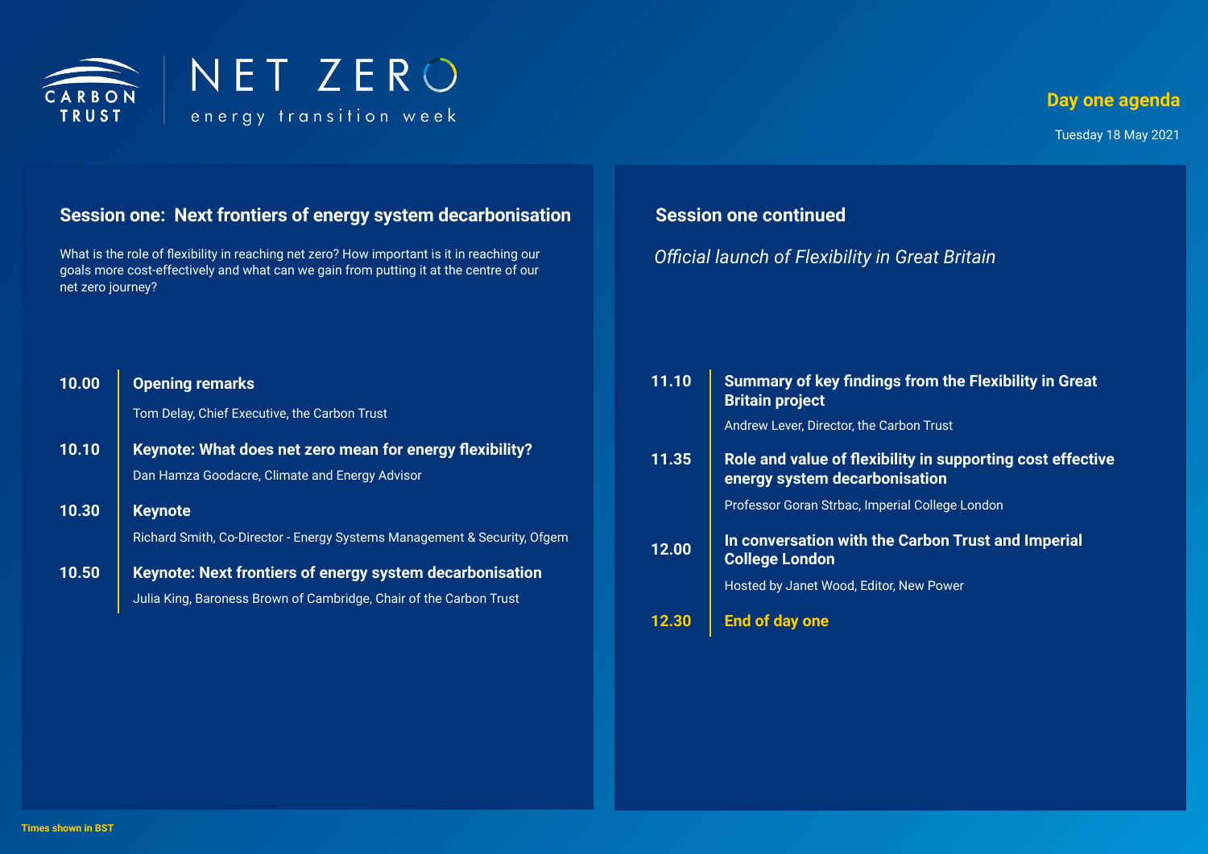CARBON TRUST

# NET ZERO

energy transition week

## Day one agenda

Tuesday 18 May 2021

## Session one: Next frontiers of energy system decarbonisation

What is the role of flexibility in reaching net zero? How important is it in reaching our goals more cost-effectively and what can we gain from putting it at the centre of our net zero journey?

**10.00** | **Opening remarks**

Tom Delay, Chief Executive, the Carbon Trust

**10.10** | **Keynote: What does net zero mean for energy flexibility?**

Dan Hamza Goodacre, Climate and Energy Advisor

**10.30** | **Keynote**

Richard Smith, Co-Director - Energy Systems Management & Security, Ofgem

**10.50** | **Keynote: Next frontiers of energy system decarbonisation**

Julia King, Baroness Brown of Cambridge, Chair of the Carbon Trust

## Session one continued

*Official launch of Flexibility in Great Britain*

**11.10** | **Summary of key findings from the Flexibility in Great Britain project**

Andrew Lever, Director, the Carbon Trust

**11.35** | **Role and value of flexibility in supporting cost effective energy system decarbonisation**

Professor Goran Strbac, Imperial College London

**12.00** | **In conversation with the Carbon Trust and Imperial College London**

Hosted by Janet Wood, Editor, New Power

**12.30** | **End of day one**

**Times shown in BST**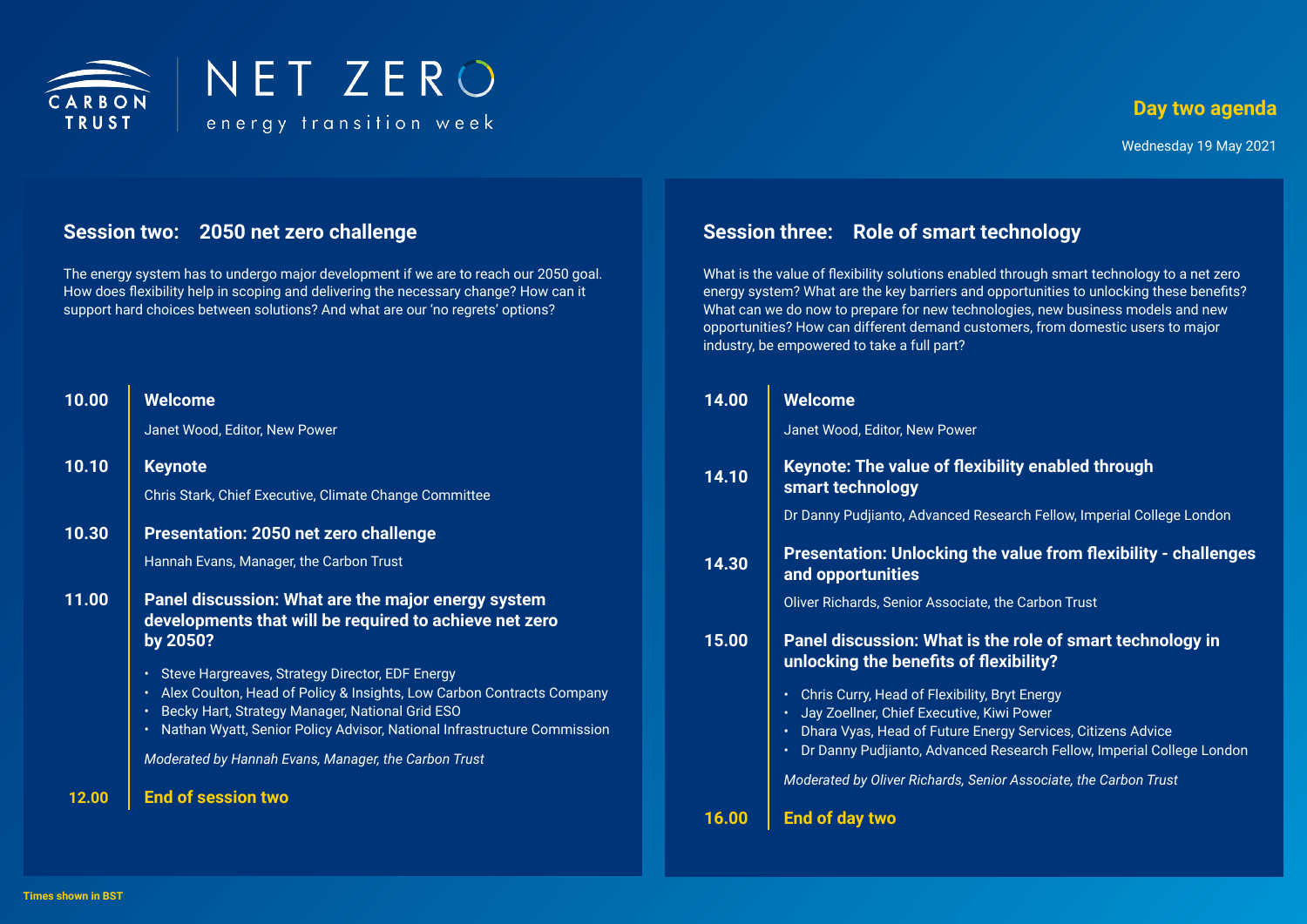CARBON TRUST

# NET ZERO energy transition week

## Day two agenda

Wednesday 19 May 2021

## Session two: 2050 net zero challenge

The energy system has to undergo major development if we are to reach our 2050 goal. How does flexibility help in scoping and delivering the necessary change? How can it support hard choices between solutions? And what are our 'no regrets' options?

**10.00** **Welcome**

Janet Wood, Editor, New Power

**10.10** **Keynote**

Chris Stark, Chief Executive, Climate Change Committee

**10.30** **Presentation: 2050 net zero challenge**

Hannah Evans, Manager, the Carbon Trust

**11.00** **Panel discussion: What are the major energy system developments that will be required to achieve net zero by 2050?**

- Steve Hargreaves, Strategy Director, EDF Energy
- Alex Coulton, Head of Policy & Insights, Low Carbon Contracts Company
- Becky Hart, Strategy Manager, National Grid ESO
- Nathan Wyatt, Senior Policy Advisor, National Infrastructure Commission

*Moderated by Hannah Evans, Manager, the Carbon Trust*

**12.00** **End of session two**

## Session three: Role of smart technology

What is the value of flexibility solutions enabled through smart technology to a net zero energy system? What are the key barriers and opportunities to unlocking these benefits? What can we do now to prepare for new technologies, new business models and new opportunities? How can different demand customers, from domestic users to major industry, be empowered to take a full part?

**14.00** **Welcome**

Janet Wood, Editor, New Power

**14.10** **Keynote: The value of flexibility enabled through smart technology**

Dr Danny Pudjianto, Advanced Research Fellow, Imperial College London

**14.30** **Presentation: Unlocking the value from flexibility - challenges and opportunities**

Oliver Richards, Senior Associate, the Carbon Trust

**15.00** **Panel discussion: What is the role of smart technology in unlocking the benefits of flexibility?**

- Chris Curry, Head of Flexibility, Bryt Energy
- Jay Zoellner, Chief Executive, Kiwi Power
- Dhara Vyas, Head of Future Energy Services, Citizens Advice
- Dr Danny Pudjianto, Advanced Research Fellow, Imperial College London

*Moderated by Oliver Richards, Senior Associate, the Carbon Trust*

**16.00** **End of day two**

Times shown in BST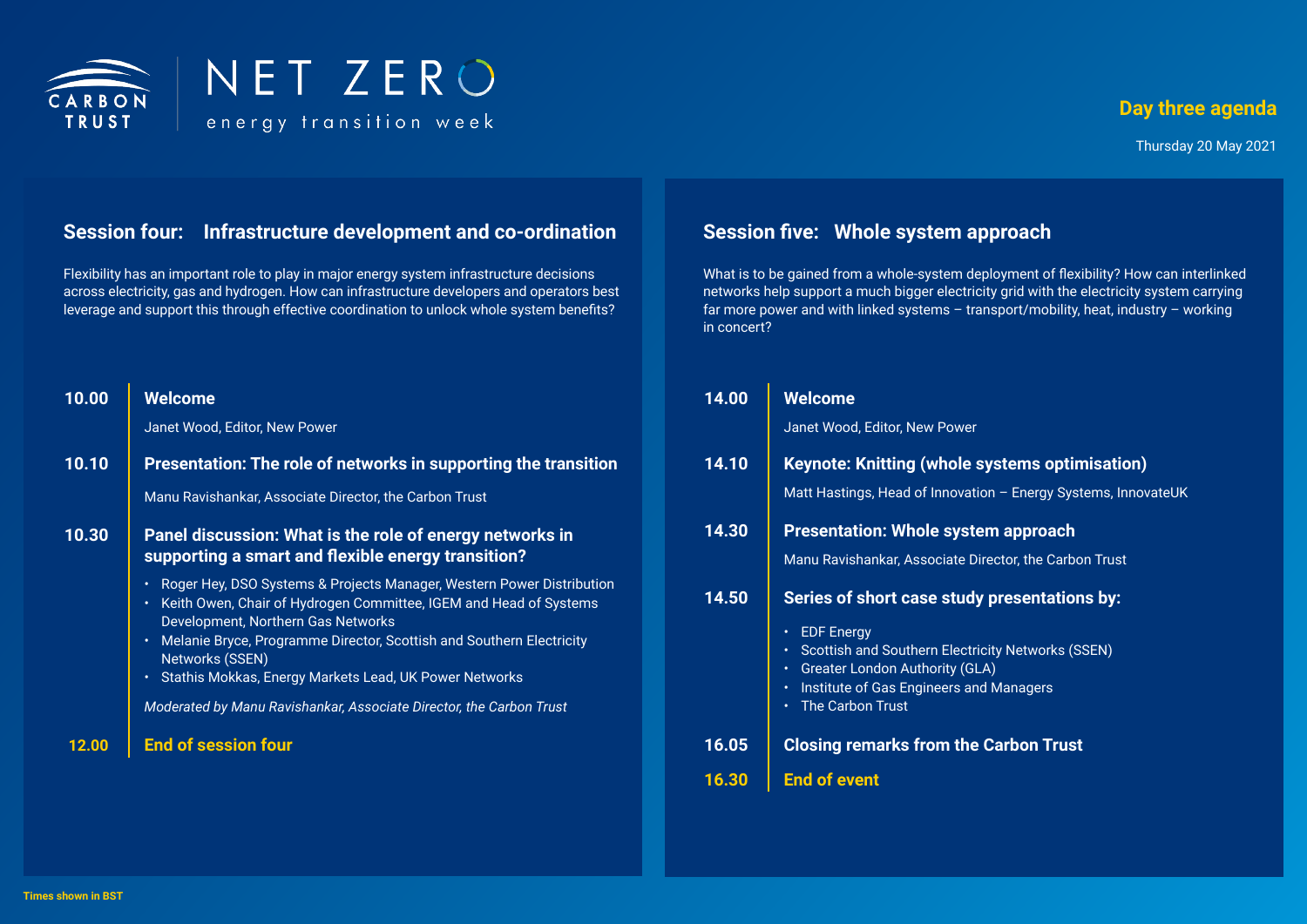CARBON TRUST

NET ZERO
energy transition week

## Day three agenda

Thursday 20 May 2021

## Session four: Infrastructure development and co-ordination

Flexibility has an important role to play in major energy system infrastructure decisions across electricity, gas and hydrogen. How can infrastructure developers and operators best leverage and support this through effective coordination to unlock whole system benefits?

**10.00** **Welcome**

Janet Wood, Editor, New Power

**10.10** **Presentation: The role of networks in supporting the transition**

Manu Ravishankar, Associate Director, the Carbon Trust

**10.30** **Panel discussion: What is the role of energy networks in supporting a smart and flexible energy transition?**

- Roger Hey, DSO Systems & Projects Manager, Western Power Distribution
- Keith Owen, Chair of Hydrogen Committee, IGEM and Head of Systems Development, Northern Gas Networks
- Melanie Bryce, Programme Director, Scottish and Southern Electricity Networks (SSEN)
- Stathis Mokkas, Energy Markets Lead, UK Power Networks

*Moderated by Manu Ravishankar, Associate Director, the Carbon Trust*

**12.00** **End of session four**

## Session five: Whole system approach

What is to be gained from a whole-system deployment of flexibility? How can interlinked networks help support a much bigger electricity grid with the electricity system carrying far more power and with linked systems – transport/mobility, heat, industry – working in concert?

**14.00** **Welcome**

Janet Wood, Editor, New Power

**14.10** **Keynote: Knitting (whole systems optimisation)**

Matt Hastings, Head of Innovation – Energy Systems, InnovateUK

**14.30** **Presentation: Whole system approach**

Manu Ravishankar, Associate Director, the Carbon Trust

**14.50** **Series of short case study presentations by:**

- EDF Energy
- Scottish and Southern Electricity Networks (SSEN)
- Greater London Authority (GLA)
- Institute of Gas Engineers and Managers
- The Carbon Trust

**16.05** **Closing remarks from the Carbon Trust**

**16.30** **End of event**

Times shown in BST